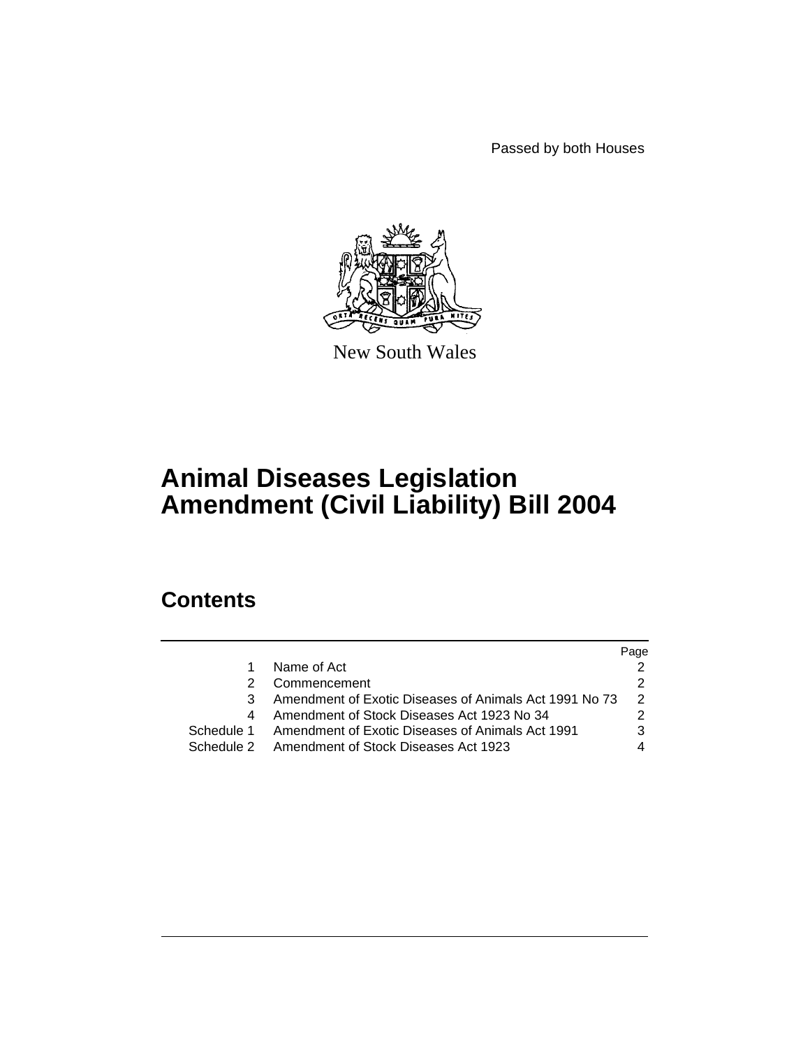Passed by both Houses

New South Wales

# Animal Diseases Legislation Amendment (Civil Liability) Bill 2004

## Contents

| | | Page |
|---|---|---|
| 1 | Name of Act | 2 |
| 2 | Commencement | 2 |
| 3 | Amendment of Exotic Diseases of Animals Act 1991 No 73 | 2 |
| 4 | Amendment of Stock Diseases Act 1923 No 34 | 2 |
| Schedule 1 | Amendment of Exotic Diseases of Animals Act 1991 | 3 |
| Schedule 2 | Amendment of Stock Diseases Act 1923 | 4 |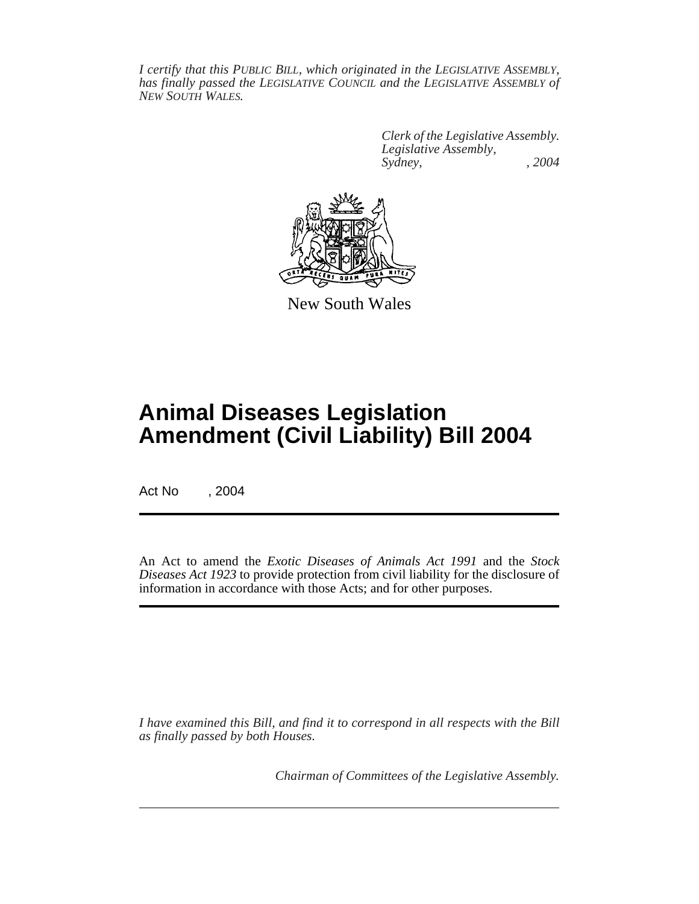*I certify that this PUBLIC BILL, which originated in the LEGISLATIVE ASSEMBLY, has finally passed the LEGISLATIVE COUNCIL and the LEGISLATIVE ASSEMBLY of NEW SOUTH WALES.*

*Clerk of the Legislative Assembly.*
*Legislative Assembly,*
*Sydney, , 2004*

New South Wales

# Animal Diseases Legislation Amendment (Civil Liability) Bill 2004

Act No , 2004

An Act to amend the *Exotic Diseases of Animals Act 1991* and the *Stock Diseases Act 1923* to provide protection from civil liability for the disclosure of information in accordance with those Acts; and for other purposes.

*I have examined this Bill, and find it to correspond in all respects with the Bill as finally passed by both Houses.*

*Chairman of Committees of the Legislative Assembly.*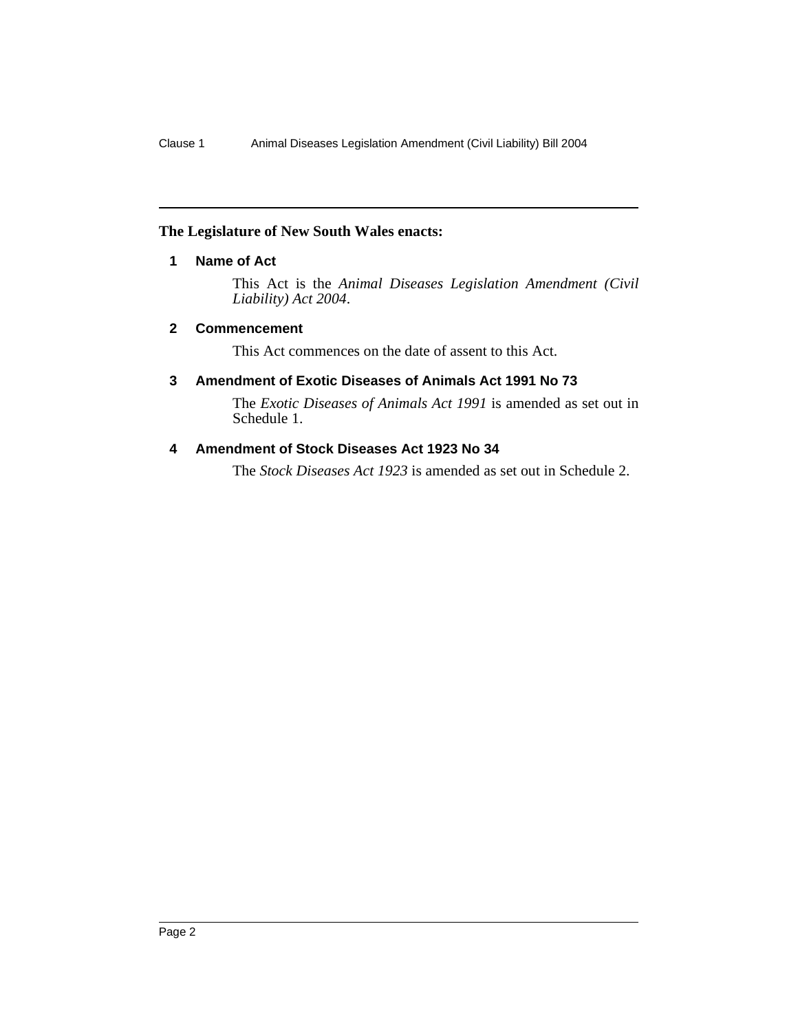**The Legislature of New South Wales enacts:**

### 1 Name of Act

This Act is the *Animal Diseases Legislation Amendment (Civil Liability) Act 2004*.

### 2 Commencement

This Act commences on the date of assent to this Act.

### 3 Amendment of Exotic Diseases of Animals Act 1991 No 73

The *Exotic Diseases of Animals Act 1991* is amended as set out in Schedule 1.

### 4 Amendment of Stock Diseases Act 1923 No 34

The *Stock Diseases Act 1923* is amended as set out in Schedule 2.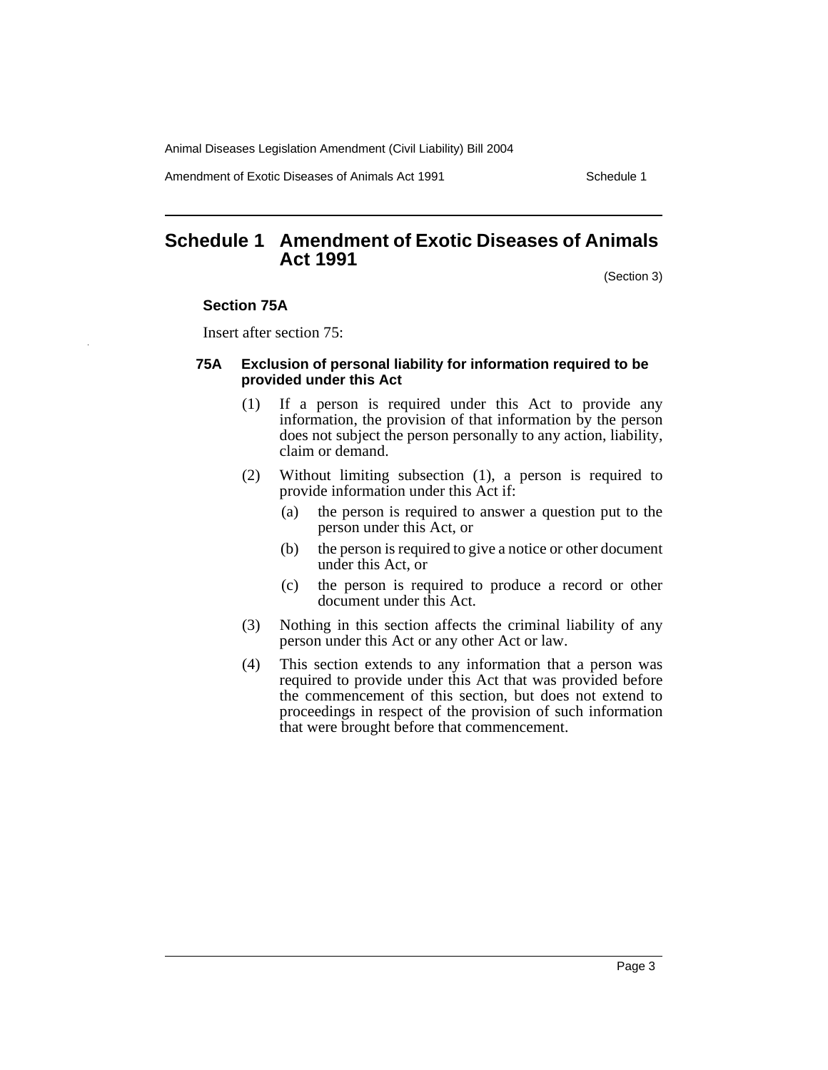# Schedule 1 Amendment of Exotic Diseases of Animals Act 1991

(Section 3)

### Section 75A

Insert after section 75:

#### 75A Exclusion of personal liability for information required to be provided under this Act

(1) If a person is required under this Act to provide any information, the provision of that information by the person does not subject the person personally to any action, liability, claim or demand.

(2) Without limiting subsection (1), a person is required to provide information under this Act if:

(a) the person is required to answer a question put to the person under this Act, or

(b) the person is required to give a notice or other document under this Act, or

(c) the person is required to produce a record or other document under this Act.

(3) Nothing in this section affects the criminal liability of any person under this Act or any other Act or law.

(4) This section extends to any information that a person was required to provide under this Act that was provided before the commencement of this section, but does not extend to proceedings in respect of the provision of such information that were brought before that commencement.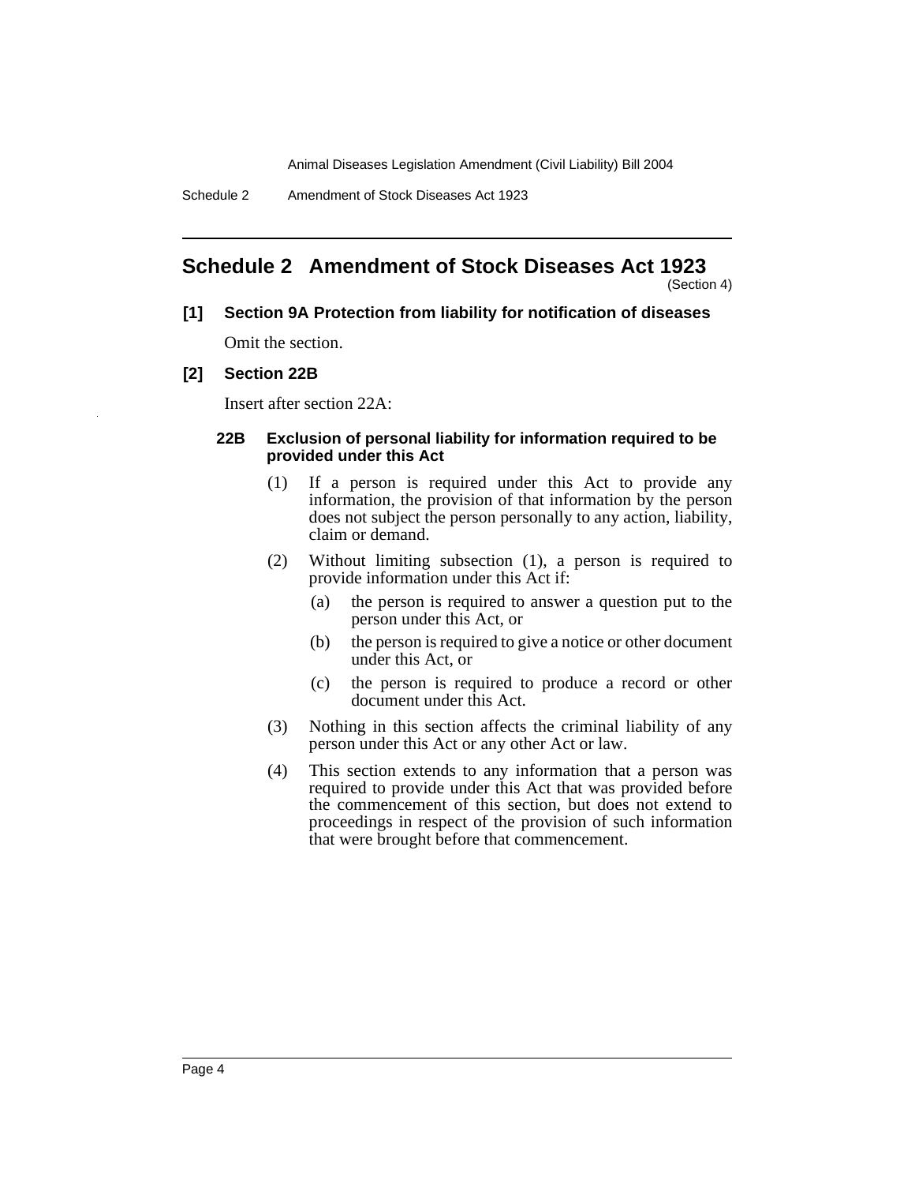## Schedule 2 Amendment of Stock Diseases Act 1923

(Section 4)

### [1] Section 9A Protection from liability for notification of diseases

Omit the section.

### [2] Section 22B

Insert after section 22A:

#### 22B Exclusion of personal liability for information required to be provided under this Act

(1) If a person is required under this Act to provide any information, the provision of that information by the person does not subject the person personally to any action, liability, claim or demand.

(2) Without limiting subsection (1), a person is required to provide information under this Act if:

- (a) the person is required to answer a question put to the person under this Act, or
- (b) the person is required to give a notice or other document under this Act, or
- (c) the person is required to produce a record or other document under this Act.

(3) Nothing in this section affects the criminal liability of any person under this Act or any other Act or law.

(4) This section extends to any information that a person was required to provide under this Act that was provided before the commencement of this section, but does not extend to proceedings in respect of the provision of such information that were brought before that commencement.